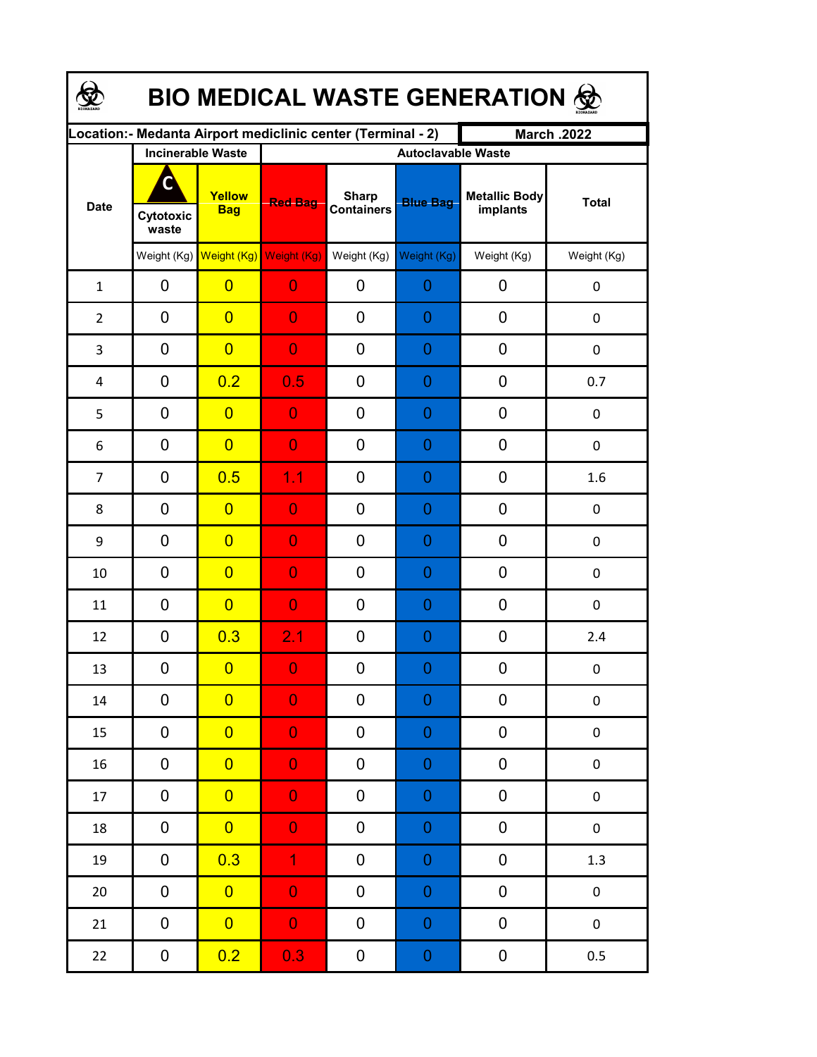# BIO MEDICAL WASTE GENERATION

| Location:- Medanta Airport mediclinic center (Terminal - 2) | | | | | | | March .2022 |
|---|---|---|---|---|---|---|---|
| Date | Incinerable Waste | | Autoclavable Waste | | | | |
| | Cytotoxic waste | Yellow Bag | Red Bag | Sharp Containers | Blue Bag | Metallic Body implants | Total |
| | Weight (Kg) | Weight (Kg) | Weight (Kg) | Weight (Kg) | Weight (Kg) | Weight (Kg) | Weight (Kg) |
| 1 | 0 | 0 | 0 | 0 | 0 | 0 | 0 |
| 2 | 0 | 0 | 0 | 0 | 0 | 0 | 0 |
| 3 | 0 | 0 | 0 | 0 | 0 | 0 | 0 |
| 4 | 0 | 0.2 | 0.5 | 0 | 0 | 0 | 0.7 |
| 5 | 0 | 0 | 0 | 0 | 0 | 0 | 0 |
| 6 | 0 | 0 | 0 | 0 | 0 | 0 | 0 |
| 7 | 0 | 0.5 | 1.1 | 0 | 0 | 0 | 1.6 |
| 8 | 0 | 0 | 0 | 0 | 0 | 0 | 0 |
| 9 | 0 | 0 | 0 | 0 | 0 | 0 | 0 |
| 10 | 0 | 0 | 0 | 0 | 0 | 0 | 0 |
| 11 | 0 | 0 | 0 | 0 | 0 | 0 | 0 |
| 12 | 0 | 0.3 | 2.1 | 0 | 0 | 0 | 2.4 |
| 13 | 0 | 0 | 0 | 0 | 0 | 0 | 0 |
| 14 | 0 | 0 | 0 | 0 | 0 | 0 | 0 |
| 15 | 0 | 0 | 0 | 0 | 0 | 0 | 0 |
| 16 | 0 | 0 | 0 | 0 | 0 | 0 | 0 |
| 17 | 0 | 0 | 0 | 0 | 0 | 0 | 0 |
| 18 | 0 | 0 | 0 | 0 | 0 | 0 | 0 |
| 19 | 0 | 0.3 | 1 | 0 | 0 | 0 | 1.3 |
| 20 | 0 | 0 | 0 | 0 | 0 | 0 | 0 |
| 21 | 0 | 0 | 0 | 0 | 0 | 0 | 0 |
| 22 | 0 | 0.2 | 0.3 | 0 | 0 | 0 | 0.5 |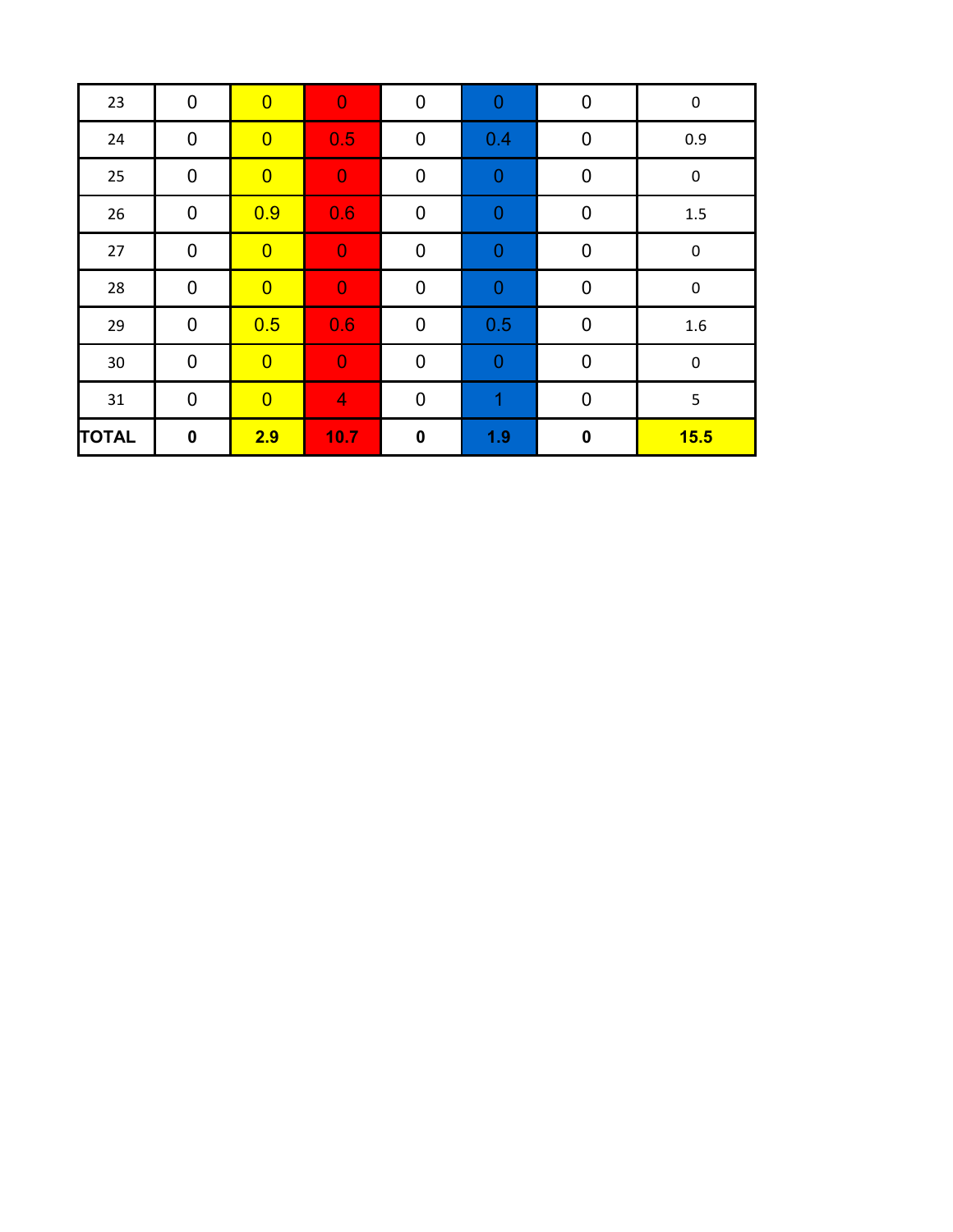| | | | | | | | |
|---|---|---|---|---|---|---|---|
| 23 | 0 | 0 | 0 | 0 | 0 | 0 | 0 |
| 24 | 0 | 0 | 0.5 | 0 | 0.4 | 0 | 0.9 |
| 25 | 0 | 0 | 0 | 0 | 0 | 0 | 0 |
| 26 | 0 | 0.9 | 0.6 | 0 | 0 | 0 | 1.5 |
| 27 | 0 | 0 | 0 | 0 | 0 | 0 | 0 |
| 28 | 0 | 0 | 0 | 0 | 0 | 0 | 0 |
| 29 | 0 | 0.5 | 0.6 | 0 | 0.5 | 0 | 1.6 |
| 30 | 0 | 0 | 0 | 0 | 0 | 0 | 0 |
| 31 | 0 | 0 | 4 | 0 | 1 | 0 | 5 |
| **TOTAL** | **0** | **2.9** | **10.7** | **0** | **1.9** | **0** | **15.5** |